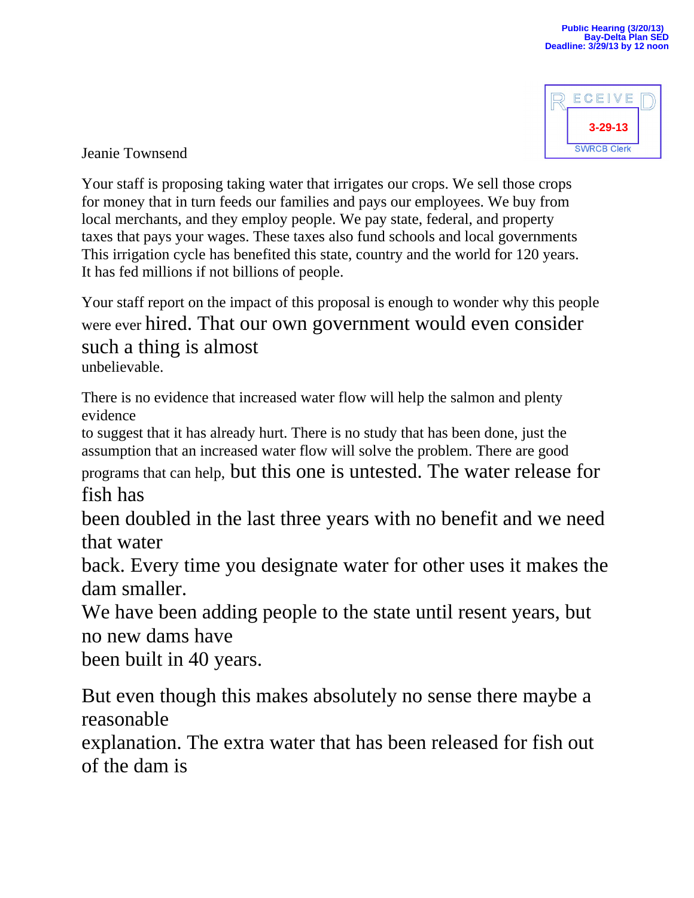Public Hearing (3/20/13)
Bay-Delta Plan SED
Deadline: 3/29/13 by 12 noon

RECEIVED
3-29-13
SWRCB Clerk

Jeanie Townsend

Your staff is proposing taking water that irrigates our crops. We sell those crops for money that in turn feeds our families and pays our employees. We buy from local merchants, and they employ people. We pay state, federal, and property taxes that pays your wages. These taxes also fund schools and local governments This irrigation cycle has benefited this state, country and the world for 120 years. It has fed millions if not billions of people.

Your staff report on the impact of this proposal is enough to wonder why this people were ever hired. That our own government would even consider such a thing is almost unbelievable.

There is no evidence that increased water flow will help the salmon and plenty evidence to suggest that it has already hurt. There is no study that has been done, just the assumption that an increased water flow will solve the problem. There are good programs that can help, but this one is untested. The water release for fish has been doubled in the last three years with no benefit and we need that water back. Every time you designate water for other uses it makes the dam smaller.
We have been adding people to the state until resent years, but no new dams have been built in 40 years.

But even though this makes absolutely no sense there maybe a reasonable explanation. The extra water that has been released for fish out of the dam is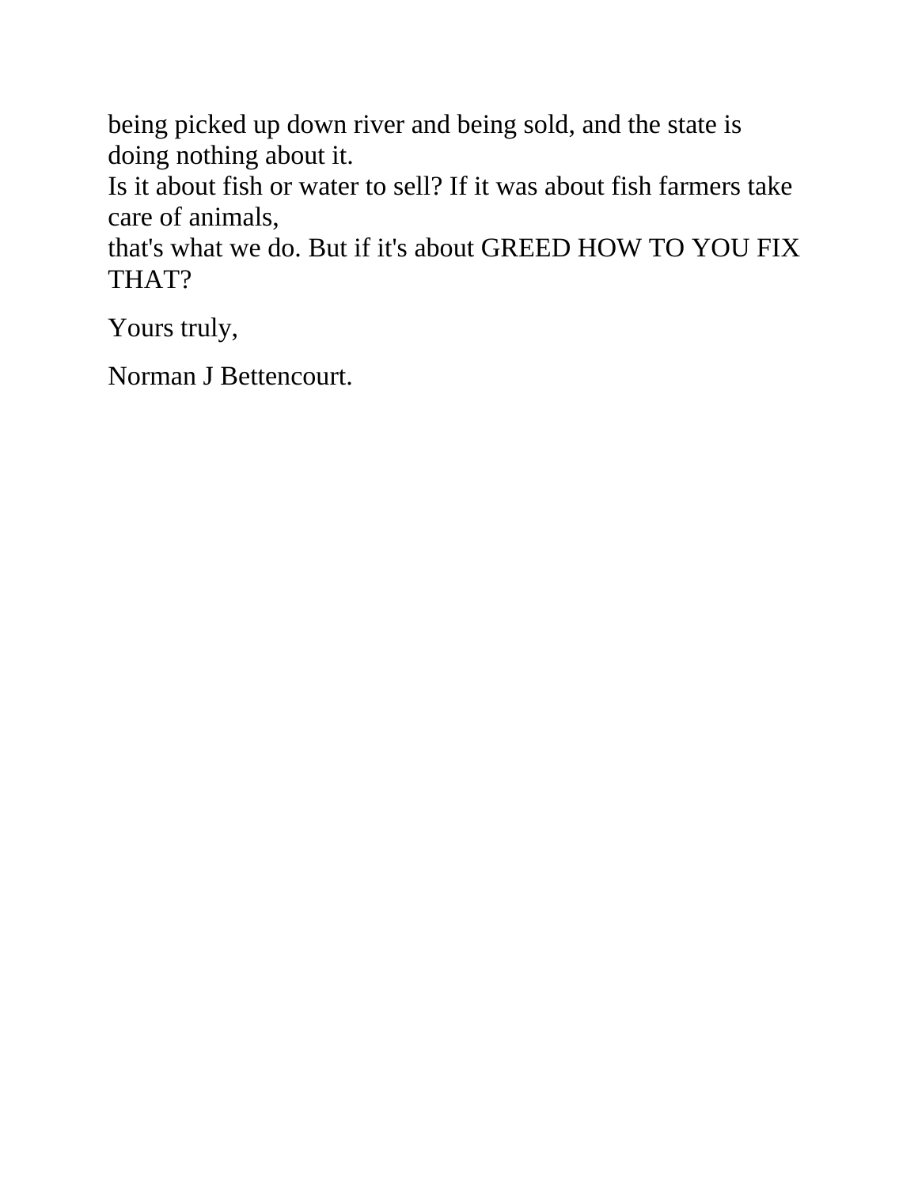being picked up down river and being sold, and the state is doing nothing about it.
Is it about fish or water to sell? If it was about fish farmers take care of animals,
that's what we do. But if it's about GREED HOW TO YOU FIX THAT?

Yours truly,

Norman J Bettencourt.